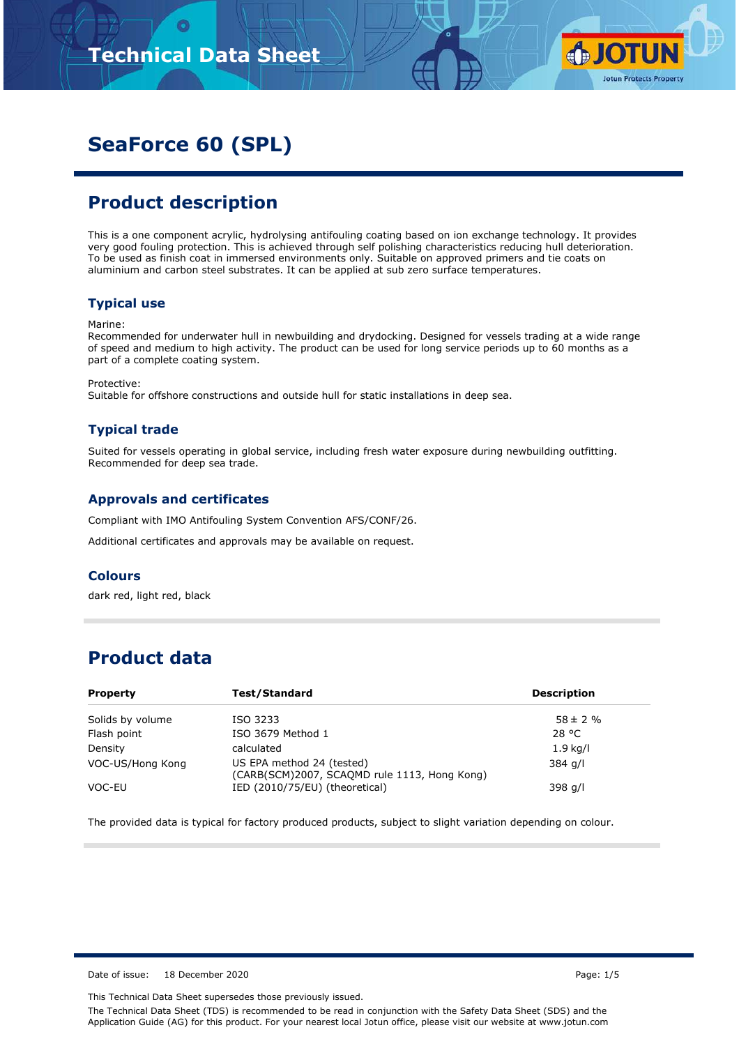# SeaForce 60 (SPL)

## Product description

This is a one component acrylic, hydrolysing antifouling coating based on ion exchange technology. It provides very good fouling protection. This is achieved through self polishing characteristics reducing hull deterioration. To be used as finish coat in immersed environments only. Suitable on approved primers and tie coats on aluminium and carbon steel substrates. It can be applied at sub zero surface temperatures.

### Typical use

Marine:
Recommended for underwater hull in newbuilding and drydocking. Designed for vessels trading at a wide range of speed and medium to high activity. The product can be used for long service periods up to 60 months as a part of a complete coating system.

Protective:
Suitable for offshore constructions and outside hull for static installations in deep sea.

### Typical trade

Suited for vessels operating in global service, including fresh water exposure during newbuilding outfitting. Recommended for deep sea trade.

### Approvals and certificates

Compliant with IMO Antifouling System Convention AFS/CONF/26.

Additional certificates and approvals may be available on request.

### Colours

dark red, light red, black

## Product data

| Property | Test/Standard | Description |
|---|---|---|
| Solids by volume | ISO 3233 | 58 ± 2 % |
| Flash point | ISO 3679 Method 1 | 28 °C |
| Density | calculated | 1.9 kg/l |
| VOC-US/Hong Kong | US EPA method 24 (tested) (CARB(SCM)2007, SCAQMD rule 1113, Hong Kong) | 384 g/l |
| VOC-EU | IED (2010/75/EU) (theoretical) | 398 g/l |

The provided data is typical for factory produced products, subject to slight variation depending on colour.

Date of issue: 18 December 2020

This Technical Data Sheet supersedes those previously issued.

The Technical Data Sheet (TDS) is recommended to be read in conjunction with the Safety Data Sheet (SDS) and the Application Guide (AG) for this product. For your nearest local Jotun office, please visit our website at www.jotun.com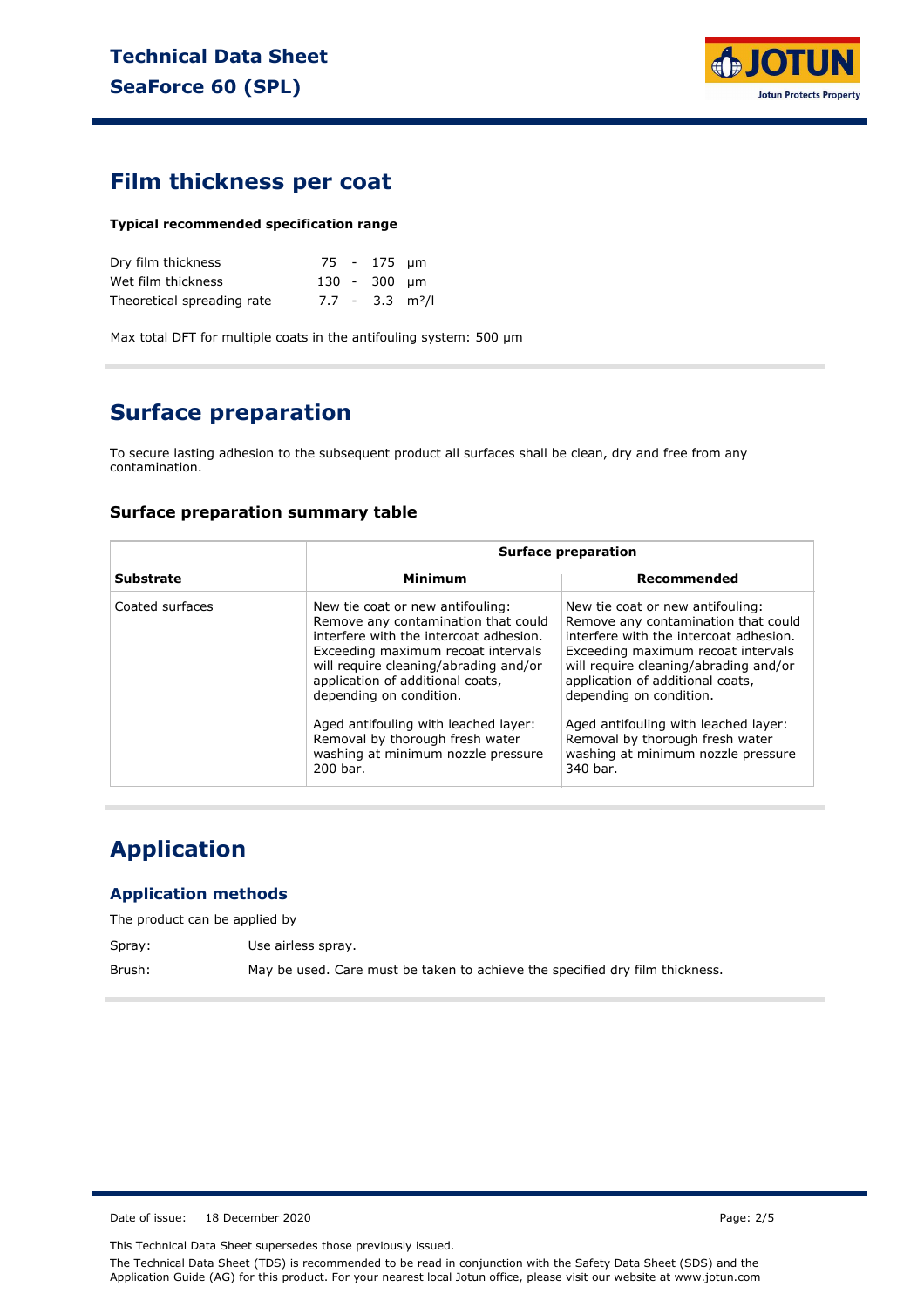## Film thickness per coat

**Typical recommended specification range**

| | | | |
|---|---|---|---|
| Dry film thickness | 75 | - 175 | µm |
| Wet film thickness | 130 | - 300 | µm |
| Theoretical spreading rate | 7.7 | - 3.3 | $m^2/l$ |

Max total DFT for multiple coats in the antifouling system: 500 µm

## Surface preparation

To secure lasting adhesion to the subsequent product all surfaces shall be clean, dry and free from any contamination.

### Surface preparation summary table

| | Surface preparation | |
|---|---|---|
| **Substrate** | **Minimum** | **Recommended** |
| Coated surfaces | New tie coat or new antifouling: Remove any contamination that could interfere with the intercoat adhesion. Exceeding maximum recoat intervals will require cleaning/abrading and/or application of additional coats, depending on condition.<br><br>Aged antifouling with leached layer: Removal by thorough fresh water washing at minimum nozzle pressure 200 bar. | New tie coat or new antifouling: Remove any contamination that could interfere with the intercoat adhesion. Exceeding maximum recoat intervals will require cleaning/abrading and/or application of additional coats, depending on condition.<br><br>Aged antifouling with leached layer: Removal by thorough fresh water washing at minimum nozzle pressure 340 bar. |

## Application

### Application methods

The product can be applied by

Spray: Use airless spray.

Brush: May be used. Care must be taken to achieve the specified dry film thickness.

Date of issue: 18 December 2020

This Technical Data Sheet supersedes those previously issued.

The Technical Data Sheet (TDS) is recommended to be read in conjunction with the Safety Data Sheet (SDS) and the Application Guide (AG) for this product. For your nearest local Jotun office, please visit our website at www.jotun.com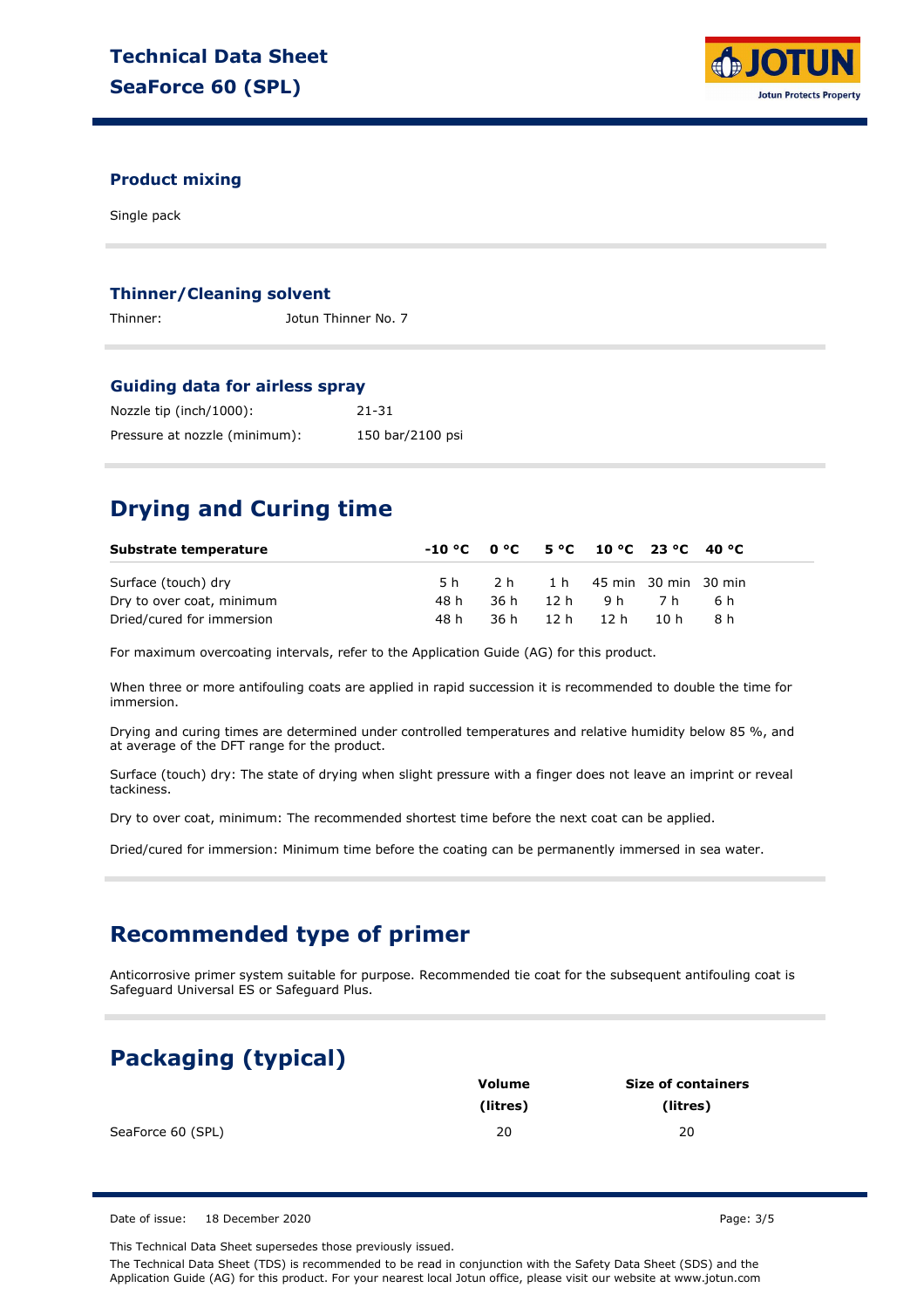### Product mixing

Single pack

### Thinner/Cleaning solvent

Thinner: Jotun Thinner No. 7

### Guiding data for airless spray

Nozzle tip (inch/1000): 21-31

Pressure at nozzle (minimum): 150 bar/2100 psi

## Drying and Curing time

| Substrate temperature | -10 °C | 0 °C | 5 °C | 10 °C | 23 °C | 40 °C |
|---|---|---|---|---|---|---|
| Surface (touch) dry | 5 h | 2 h | 1 h | 45 min | 30 min | 30 min |
| Dry to over coat, minimum | 48 h | 36 h | 12 h | 9 h | 7 h | 6 h |
| Dried/cured for immersion | 48 h | 36 h | 12 h | 12 h | 10 h | 8 h |

For maximum overcoating intervals, refer to the Application Guide (AG) for this product.

When three or more antifouling coats are applied in rapid succession it is recommended to double the time for immersion.

Drying and curing times are determined under controlled temperatures and relative humidity below 85 %, and at average of the DFT range for the product.

Surface (touch) dry: The state of drying when slight pressure with a finger does not leave an imprint or reveal tackiness.

Dry to over coat, minimum: The recommended shortest time before the next coat can be applied.

Dried/cured for immersion: Minimum time before the coating can be permanently immersed in sea water.

## Recommended type of primer

Anticorrosive primer system suitable for purpose. Recommended tie coat for the subsequent antifouling coat is Safeguard Universal ES or Safeguard Plus.

## Packaging (typical)

| | Volume (litres) | Size of containers (litres) |
|---|---|---|
| SeaForce 60 (SPL) | 20 | 20 |

Date of issue: 18 December 2020

This Technical Data Sheet supersedes those previously issued.

The Technical Data Sheet (TDS) is recommended to be read in conjunction with the Safety Data Sheet (SDS) and the Application Guide (AG) for this product. For your nearest local Jotun office, please visit our website at www.jotun.com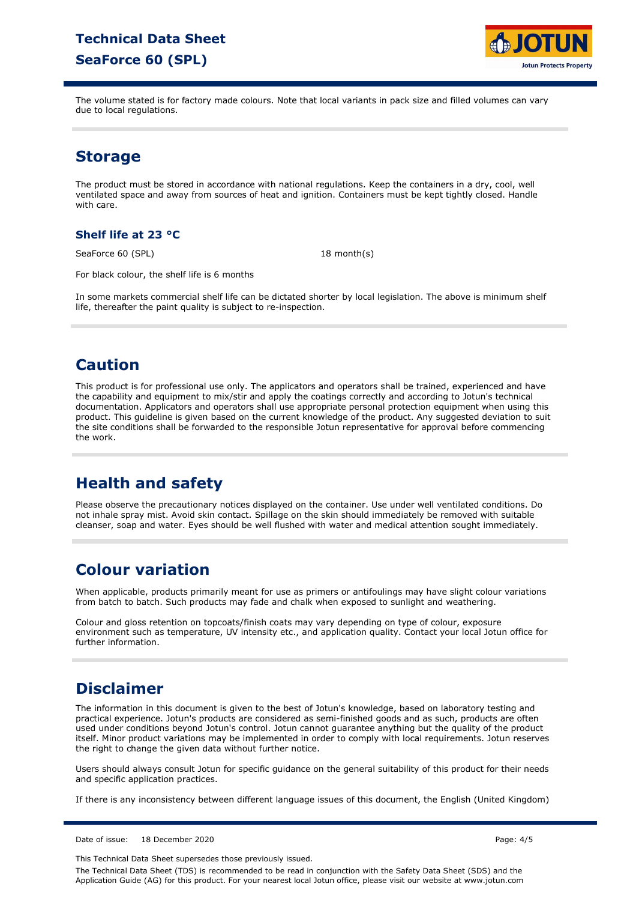The volume stated is for factory made colours. Note that local variants in pack size and filled volumes can vary due to local regulations.

## Storage

The product must be stored in accordance with national regulations. Keep the containers in a dry, cool, well ventilated space and away from sources of heat and ignition. Containers must be kept tightly closed. Handle with care.

### Shelf life at 23 °C

| | |
|---|---|
| SeaForce 60 (SPL) | 18 month(s) |

For black colour, the shelf life is 6 months

In some markets commercial shelf life can be dictated shorter by local legislation. The above is minimum shelf life, thereafter the paint quality is subject to re-inspection.

## Caution

This product is for professional use only. The applicators and operators shall be trained, experienced and have the capability and equipment to mix/stir and apply the coatings correctly and according to Jotun's technical documentation. Applicators and operators shall use appropriate personal protection equipment when using this product. This guideline is given based on the current knowledge of the product. Any suggested deviation to suit the site conditions shall be forwarded to the responsible Jotun representative for approval before commencing the work.

## Health and safety

Please observe the precautionary notices displayed on the container. Use under well ventilated conditions. Do not inhale spray mist. Avoid skin contact. Spillage on the skin should immediately be removed with suitable cleanser, soap and water. Eyes should be well flushed with water and medical attention sought immediately.

## Colour variation

When applicable, products primarily meant for use as primers or antifoulings may have slight colour variations from batch to batch. Such products may fade and chalk when exposed to sunlight and weathering.

Colour and gloss retention on topcoats/finish coats may vary depending on type of colour, exposure environment such as temperature, UV intensity etc., and application quality. Contact your local Jotun office for further information.

## Disclaimer

The information in this document is given to the best of Jotun's knowledge, based on laboratory testing and practical experience. Jotun's products are considered as semi-finished goods and as such, products are often used under conditions beyond Jotun's control. Jotun cannot guarantee anything but the quality of the product itself. Minor product variations may be implemented in order to comply with local requirements. Jotun reserves the right to change the given data without further notice.

Users should always consult Jotun for specific guidance on the general suitability of this product for their needs and specific application practices.

If there is any inconsistency between different language issues of this document, the English (United Kingdom)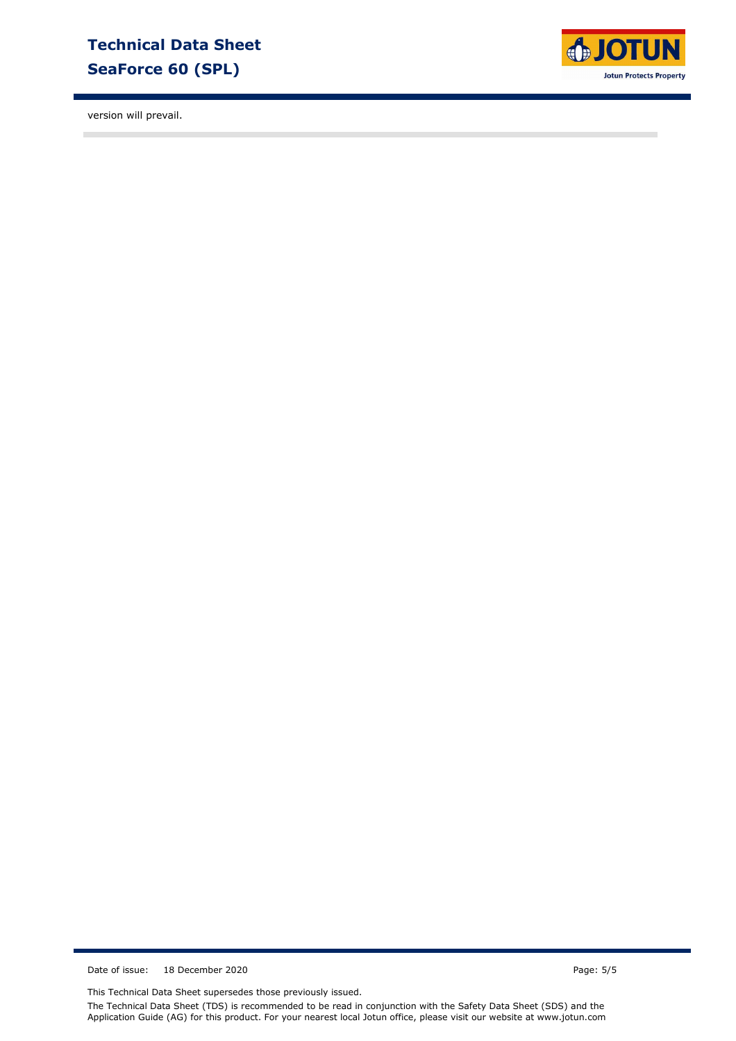version will prevail.